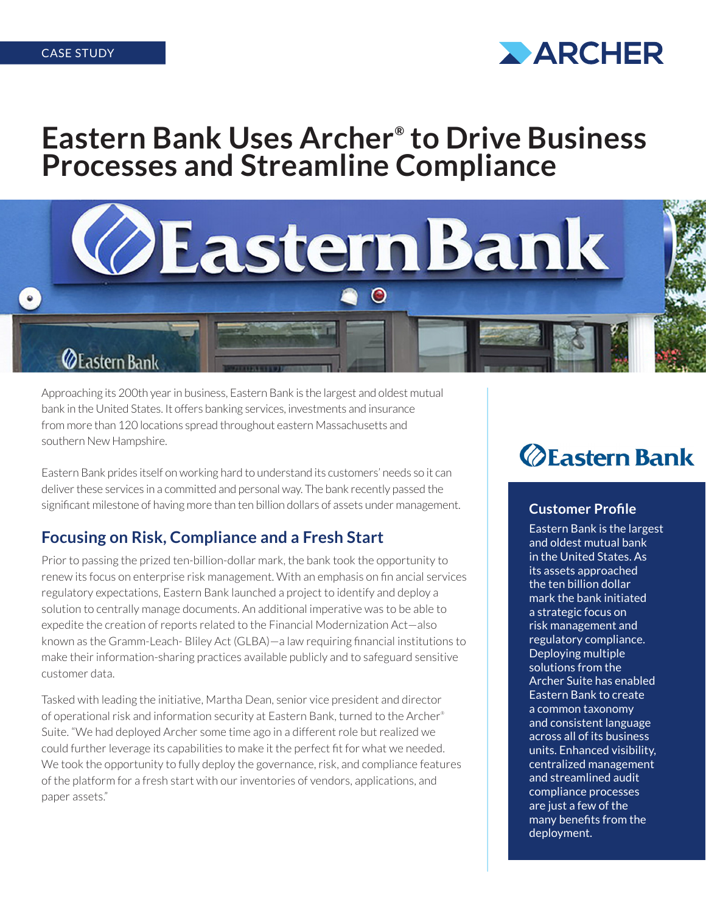CASE STUDY

# Eastern Bank Uses Archer® to Drive Business Processes and Streamline Compliance

Approaching its 200th year in business, Eastern Bank is the largest and oldest mutual bank in the United States. It offers banking services, investments and insurance from more than 120 locations spread throughout eastern Massachusetts and southern New Hampshire.

Eastern Bank prides itself on working hard to understand its customers' needs so it can deliver these services in a committed and personal way. The bank recently passed the significant milestone of having more than ten billion dollars of assets under management.

## Focusing on Risk, Compliance and a Fresh Start

Prior to passing the prized ten-billion-dollar mark, the bank took the opportunity to renew its focus on enterprise risk management. With an emphasis on fin ancial services regulatory expectations, Eastern Bank launched a project to identify and deploy a solution to centrally manage documents. An additional imperative was to be able to expedite the creation of reports related to the Financial Modernization Act—also known as the Gramm-Leach- Bliley Act (GLBA)—a law requiring financial institutions to make their information-sharing practices available publicly and to safeguard sensitive customer data.

Tasked with leading the initiative, Martha Dean, senior vice president and director of operational risk and information security at Eastern Bank, turned to the Archer® Suite. "We had deployed Archer some time ago in a different role but realized we could further leverage its capabilities to make it the perfect fit for what we needed. We took the opportunity to fully deploy the governance, risk, and compliance features of the platform for a fresh start with our inventories of vendors, applications, and paper assets."

### Customer Profile

Eastern Bank is the largest and oldest mutual bank in the United States. As its assets approached the ten billion dollar mark the bank initiated a strategic focus on risk management and regulatory compliance. Deploying multiple solutions from the Archer Suite has enabled Eastern Bank to create a common taxonomy and consistent language across all of its business units. Enhanced visibility, centralized management and streamlined audit compliance processes are just a few of the many benefits from the deployment.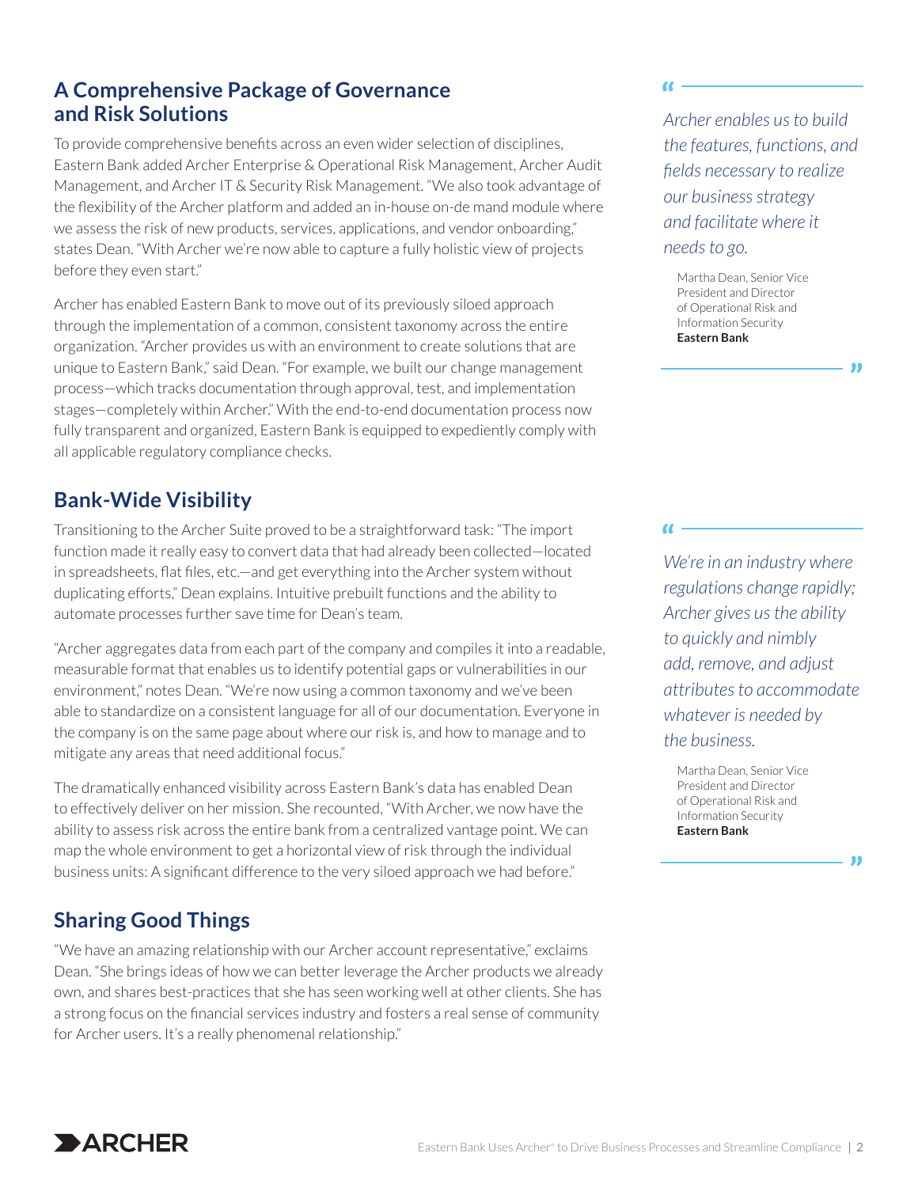## A Comprehensive Package of Governance and Risk Solutions

To provide comprehensive benefits across an even wider selection of disciplines, Eastern Bank added Archer Enterprise & Operational Risk Management, Archer Audit Management, and Archer IT & Security Risk Management. "We also took advantage of the flexibility of the Archer platform and added an in-house on-de mand module where we assess the risk of new products, services, applications, and vendor onboarding," states Dean. "With Archer we're now able to capture a fully holistic view of projects before they even start."

Archer has enabled Eastern Bank to move out of its previously siloed approach through the implementation of a common, consistent taxonomy across the entire organization. "Archer provides us with an environment to create solutions that are unique to Eastern Bank," said Dean. "For example, we built our change management process—which tracks documentation through approval, test, and implementation stages—completely within Archer." With the end-to-end documentation process now fully transparent and organized, Eastern Bank is equipped to expediently comply with all applicable regulatory compliance checks.

> *Archer enables us to build the features, functions, and fields necessary to realize our business strategy and facilitate where it needs to go.*
>
> Martha Dean, Senior Vice President and Director of Operational Risk and Information Security
> **Eastern Bank**

## Bank-Wide Visibility

Transitioning to the Archer Suite proved to be a straightforward task: "The import function made it really easy to convert data that had already been collected—located in spreadsheets, flat files, etc.—and get everything into the Archer system without duplicating efforts," Dean explains. Intuitive prebuilt functions and the ability to automate processes further save time for Dean's team.

"Archer aggregates data from each part of the company and compiles it into a readable, measurable format that enables us to identify potential gaps or vulnerabilities in our environment," notes Dean. "We're now using a common taxonomy and we've been able to standardize on a consistent language for all of our documentation. Everyone in the company is on the same page about where our risk is, and how to manage and to mitigate any areas that need additional focus."

The dramatically enhanced visibility across Eastern Bank's data has enabled Dean to effectively deliver on her mission. She recounted, "With Archer, we now have the ability to assess risk across the entire bank from a centralized vantage point. We can map the whole environment to get a horizontal view of risk through the individual business units: A significant difference to the very siloed approach we had before."

> *We're in an industry where regulations change rapidly; Archer gives us the ability to quickly and nimbly add, remove, and adjust attributes to accommodate whatever is needed by the business.*
>
> Martha Dean, Senior Vice President and Director of Operational Risk and Information Security
> **Eastern Bank**

## Sharing Good Things

"We have an amazing relationship with our Archer account representative," exclaims Dean. "She brings ideas of how we can better leverage the Archer products we already own, and shares best-practices that she has seen working well at other clients. She has a strong focus on the financial services industry and fosters a real sense of community for Archer users. It's a really phenomenal relationship."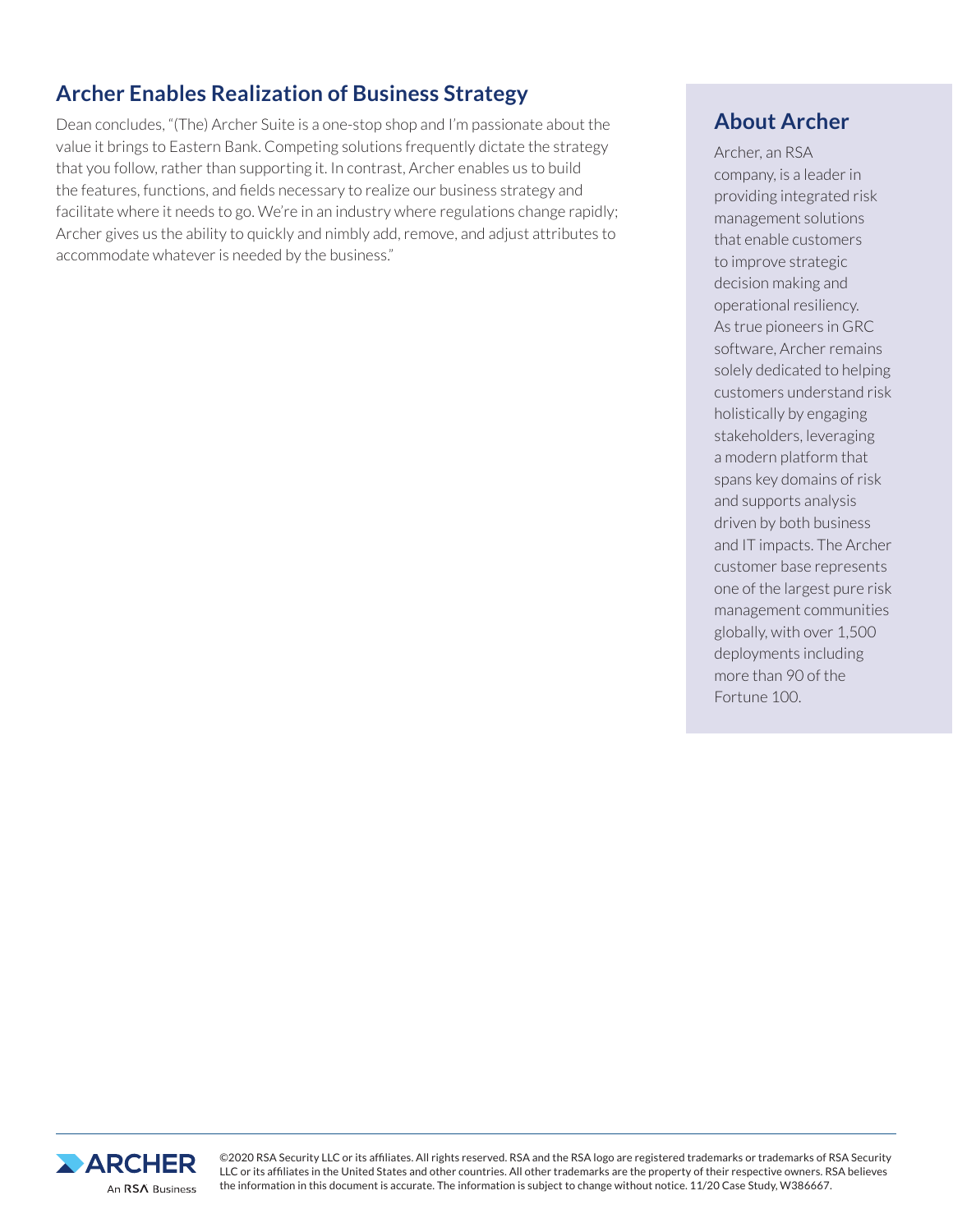## Archer Enables Realization of Business Strategy

Dean concludes, "(The) Archer Suite is a one-stop shop and I'm passionate about the value it brings to Eastern Bank. Competing solutions frequently dictate the strategy that you follow, rather than supporting it. In contrast, Archer enables us to build the features, functions, and fields necessary to realize our business strategy and facilitate where it needs to go. We're in an industry where regulations change rapidly; Archer gives us the ability to quickly and nimbly add, remove, and adjust attributes to accommodate whatever is needed by the business."

## About Archer

Archer, an RSA company, is a leader in providing integrated risk management solutions that enable customers to improve strategic decision making and operational resiliency. As true pioneers in GRC software, Archer remains solely dedicated to helping customers understand risk holistically by engaging stakeholders, leveraging a modern platform that spans key domains of risk and supports analysis driven by both business and IT impacts. The Archer customer base represents one of the largest pure risk management communities globally, with over 1,500 deployments including more than 90 of the Fortune 100.

ARCHER
An RSA Business

©2020 RSA Security LLC or its affiliates. All rights reserved. RSA and the RSA logo are registered trademarks or trademarks of RSA Security LLC or its affiliates in the United States and other countries. All other trademarks are the property of their respective owners. RSA believes the information in this document is accurate. The information is subject to change without notice. 11/20 Case Study, W386667.